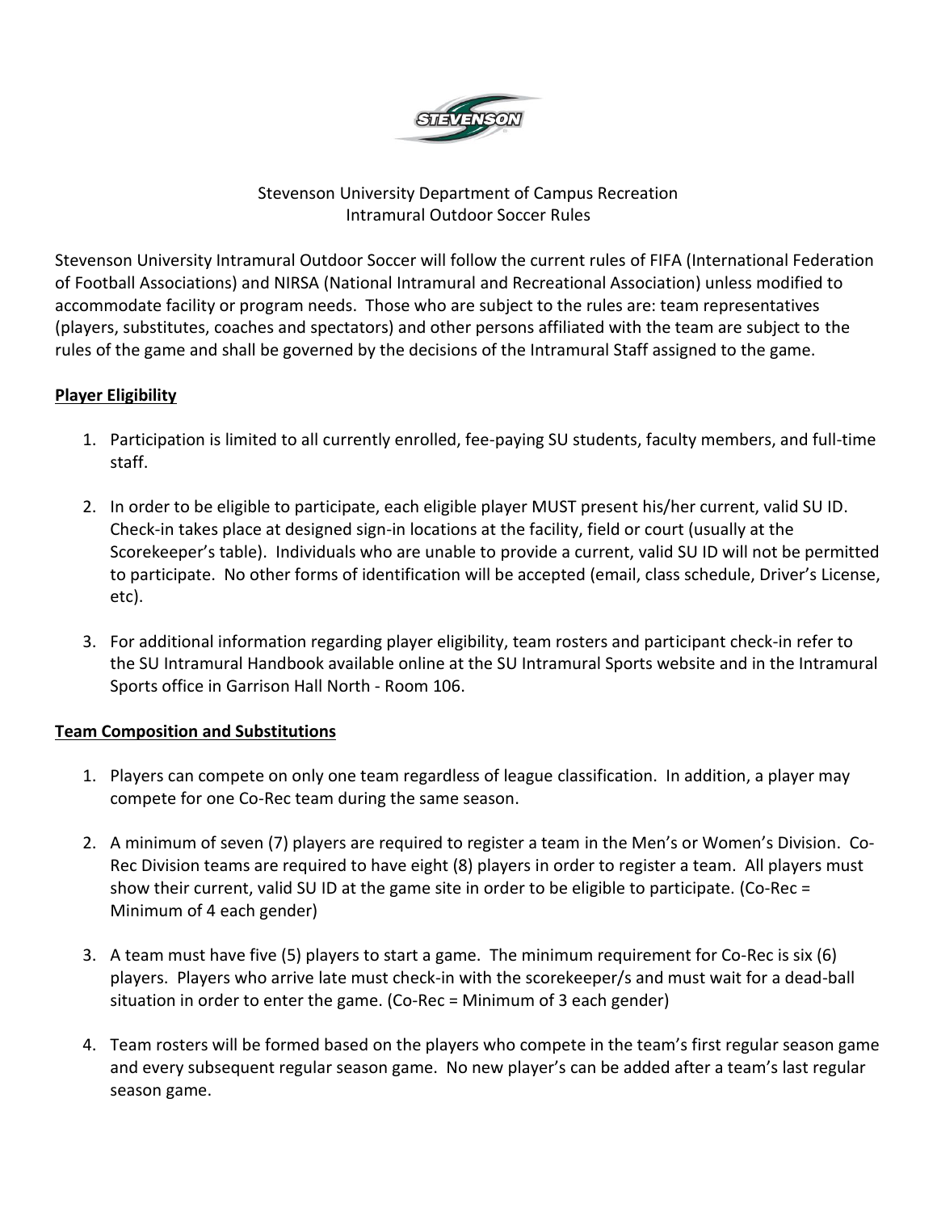Stevenson University Department of Campus Recreation
Intramural Outdoor Soccer Rules

Stevenson University Intramural Outdoor Soccer will follow the current rules of FIFA (International Federation of Football Associations) and NIRSA (National Intramural and Recreational Association) unless modified to accommodate facility or program needs. Those who are subject to the rules are: team representatives (players, substitutes, coaches and spectators) and other persons affiliated with the team are subject to the rules of the game and shall be governed by the decisions of the Intramural Staff assigned to the game.

## Player Eligibility

1. Participation is limited to all currently enrolled, fee-paying SU students, faculty members, and full-time staff.

2. In order to be eligible to participate, each eligible player MUST present his/her current, valid SU ID. Check-in takes place at designed sign-in locations at the facility, field or court (usually at the Scorekeeper's table). Individuals who are unable to provide a current, valid SU ID will not be permitted to participate. No other forms of identification will be accepted (email, class schedule, Driver's License, etc).

3. For additional information regarding player eligibility, team rosters and participant check-in refer to the SU Intramural Handbook available online at the SU Intramural Sports website and in the Intramural Sports office in Garrison Hall North - Room 106.

## Team Composition and Substitutions

1. Players can compete on only one team regardless of league classification. In addition, a player may compete for one Co-Rec team during the same season.

2. A minimum of seven (7) players are required to register a team in the Men's or Women's Division. Co-Rec Division teams are required to have eight (8) players in order to register a team. All players must show their current, valid SU ID at the game site in order to be eligible to participate. (Co-Rec = Minimum of 4 each gender)

3. A team must have five (5) players to start a game. The minimum requirement for Co-Rec is six (6) players. Players who arrive late must check-in with the scorekeeper/s and must wait for a dead-ball situation in order to enter the game. (Co-Rec = Minimum of 3 each gender)

4. Team rosters will be formed based on the players who compete in the team's first regular season game and every subsequent regular season game. No new player's can be added after a team's last regular season game.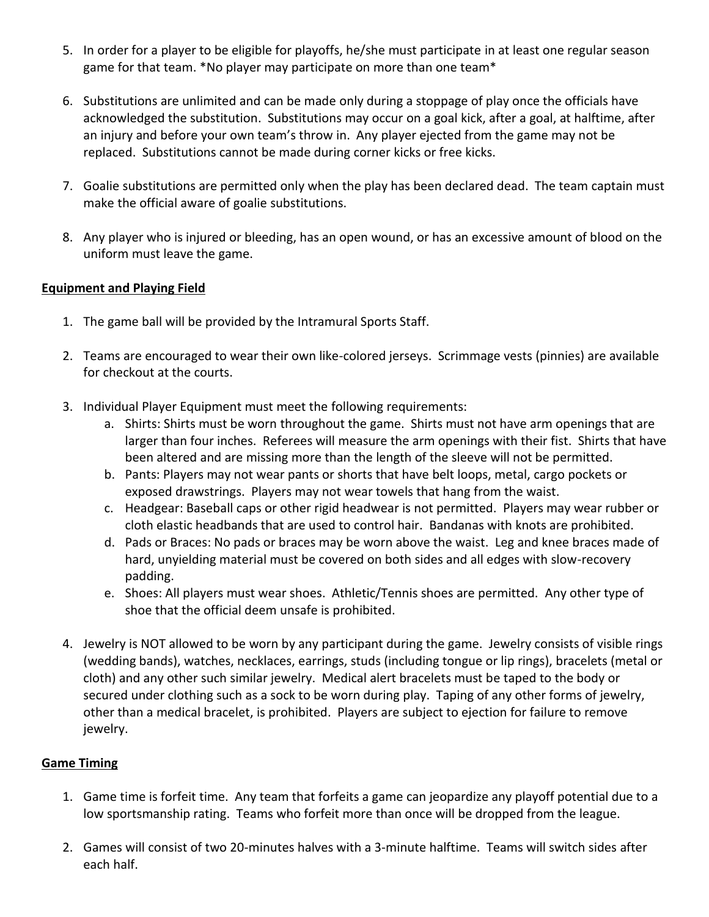5. In order for a player to be eligible for playoffs, he/she must participate in at least one regular season game for that team. *No player may participate on more than one team*

6. Substitutions are unlimited and can be made only during a stoppage of play once the officials have acknowledged the substitution. Substitutions may occur on a goal kick, after a goal, at halftime, after an injury and before your own team's throw in. Any player ejected from the game may not be replaced. Substitutions cannot be made during corner kicks or free kicks.

7. Goalie substitutions are permitted only when the play has been declared dead. The team captain must make the official aware of goalie substitutions.

8. Any player who is injured or bleeding, has an open wound, or has an excessive amount of blood on the uniform must leave the game.

**Equipment and Playing Field**

1. The game ball will be provided by the Intramural Sports Staff.

2. Teams are encouraged to wear their own like-colored jerseys. Scrimmage vests (pinnies) are available for checkout at the courts.

3. Individual Player Equipment must meet the following requirements:
   a. Shirts: Shirts must be worn throughout the game. Shirts must not have arm openings that are larger than four inches. Referees will measure the arm openings with their fist. Shirts that have been altered and are missing more than the length of the sleeve will not be permitted.
   b. Pants: Players may not wear pants or shorts that have belt loops, metal, cargo pockets or exposed drawstrings. Players may not wear towels that hang from the waist.
   c. Headgear: Baseball caps or other rigid headwear is not permitted. Players may wear rubber or cloth elastic headbands that are used to control hair. Bandanas with knots are prohibited.
   d. Pads or Braces: No pads or braces may be worn above the waist. Leg and knee braces made of hard, unyielding material must be covered on both sides and all edges with slow-recovery padding.
   e. Shoes: All players must wear shoes. Athletic/Tennis shoes are permitted. Any other type of shoe that the official deem unsafe is prohibited.

4. Jewelry is NOT allowed to be worn by any participant during the game. Jewelry consists of visible rings (wedding bands), watches, necklaces, earrings, studs (including tongue or lip rings), bracelets (metal or cloth) and any other such similar jewelry. Medical alert bracelets must be taped to the body or secured under clothing such as a sock to be worn during play. Taping of any other forms of jewelry, other than a medical bracelet, is prohibited. Players are subject to ejection for failure to remove jewelry.

**Game Timing**

1. Game time is forfeit time. Any team that forfeits a game can jeopardize any playoff potential due to a low sportsmanship rating. Teams who forfeit more than once will be dropped from the league.

2. Games will consist of two 20-minutes halves with a 3-minute halftime. Teams will switch sides after each half.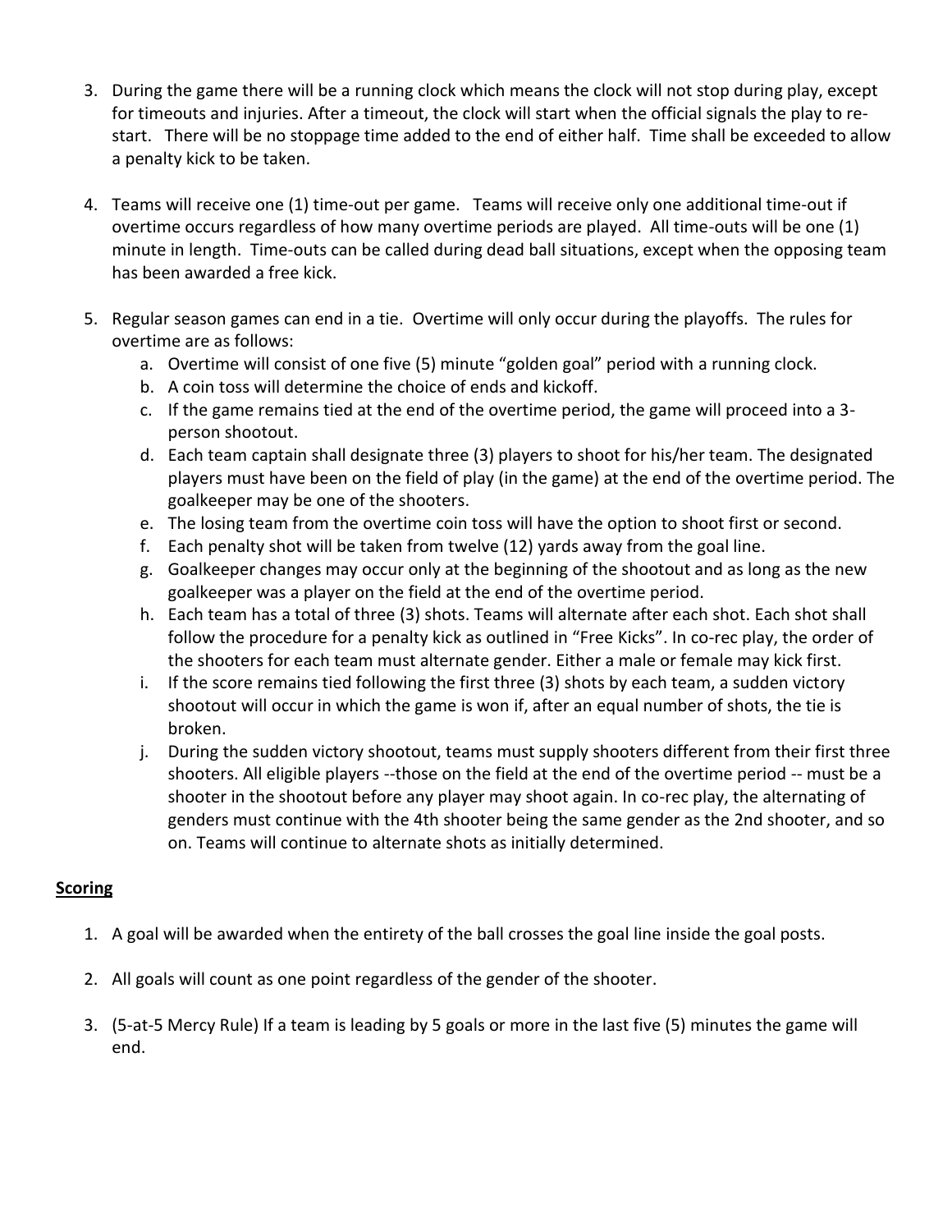3. During the game there will be a running clock which means the clock will not stop during play, except for timeouts and injuries. After a timeout, the clock will start when the official signals the play to re-start. There will be no stoppage time added to the end of either half. Time shall be exceeded to allow a penalty kick to be taken.

4. Teams will receive one (1) time-out per game. Teams will receive only one additional time-out if overtime occurs regardless of how many overtime periods are played. All time-outs will be one (1) minute in length. Time-outs can be called during dead ball situations, except when the opposing team has been awarded a free kick.

5. Regular season games can end in a tie. Overtime will only occur during the playoffs. The rules for overtime are as follows:
   a. Overtime will consist of one five (5) minute "golden goal" period with a running clock.
   b. A coin toss will determine the choice of ends and kickoff.
   c. If the game remains tied at the end of the overtime period, the game will proceed into a 3-person shootout.
   d. Each team captain shall designate three (3) players to shoot for his/her team. The designated players must have been on the field of play (in the game) at the end of the overtime period. The goalkeeper may be one of the shooters.
   e. The losing team from the overtime coin toss will have the option to shoot first or second.
   f. Each penalty shot will be taken from twelve (12) yards away from the goal line.
   g. Goalkeeper changes may occur only at the beginning of the shootout and as long as the new goalkeeper was a player on the field at the end of the overtime period.
   h. Each team has a total of three (3) shots. Teams will alternate after each shot. Each shot shall follow the procedure for a penalty kick as outlined in "Free Kicks". In co-rec play, the order of the shooters for each team must alternate gender. Either a male or female may kick first.
   i. If the score remains tied following the first three (3) shots by each team, a sudden victory shootout will occur in which the game is won if, after an equal number of shots, the tie is broken.
   j. During the sudden victory shootout, teams must supply shooters different from their first three shooters. All eligible players --those on the field at the end of the overtime period -- must be a shooter in the shootout before any player may shoot again. In co-rec play, the alternating of genders must continue with the 4th shooter being the same gender as the 2nd shooter, and so on. Teams will continue to alternate shots as initially determined.

## Scoring

1. A goal will be awarded when the entirety of the ball crosses the goal line inside the goal posts.

2. All goals will count as one point regardless of the gender of the shooter.

3. (5-at-5 Mercy Rule) If a team is leading by 5 goals or more in the last five (5) minutes the game will end.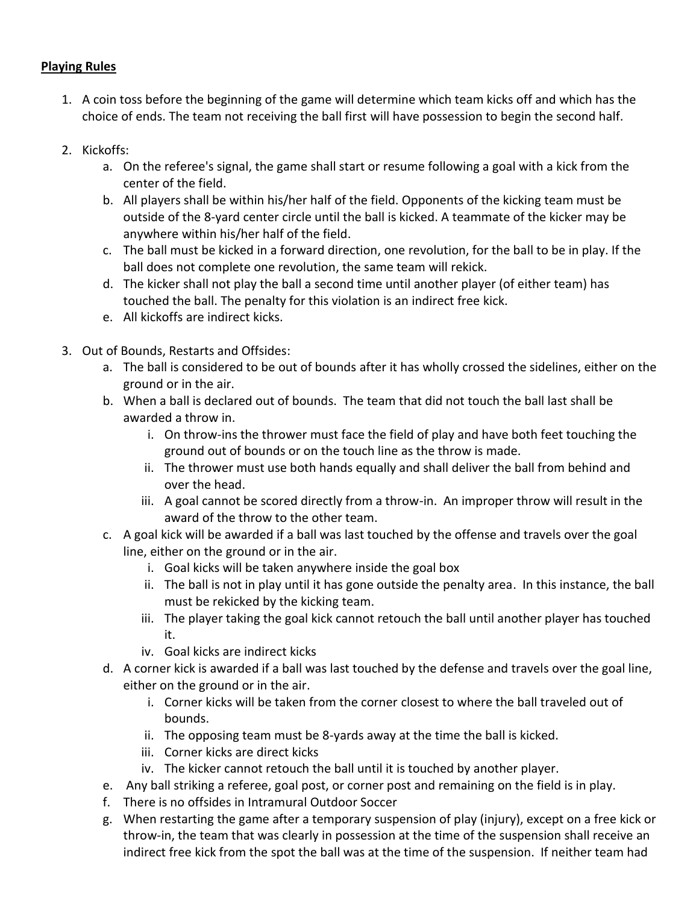**Playing Rules**

1. A coin toss before the beginning of the game will determine which team kicks off and which has the choice of ends. The team not receiving the ball first will have possession to begin the second half.

2. Kickoffs:
    a. On the referee's signal, the game shall start or resume following a goal with a kick from the center of the field.
    b. All players shall be within his/her half of the field. Opponents of the kicking team must be outside of the 8-yard center circle until the ball is kicked. A teammate of the kicker may be anywhere within his/her half of the field.
    c. The ball must be kicked in a forward direction, one revolution, for the ball to be in play. If the ball does not complete one revolution, the same team will rekick.
    d. The kicker shall not play the ball a second time until another player (of either team) has touched the ball. The penalty for this violation is an indirect free kick.
    e. All kickoffs are indirect kicks.

3. Out of Bounds, Restarts and Offsides:
    a. The ball is considered to be out of bounds after it has wholly crossed the sidelines, either on the ground or in the air.
    b. When a ball is declared out of bounds. The team that did not touch the ball last shall be awarded a throw in.
        i. On throw-ins the thrower must face the field of play and have both feet touching the ground out of bounds or on the touch line as the throw is made.
        ii. The thrower must use both hands equally and shall deliver the ball from behind and over the head.
        iii. A goal cannot be scored directly from a throw-in. An improper throw will result in the award of the throw to the other team.
    c. A goal kick will be awarded if a ball was last touched by the offense and travels over the goal line, either on the ground or in the air.
        i. Goal kicks will be taken anywhere inside the goal box
        ii. The ball is not in play until it has gone outside the penalty area. In this instance, the ball must be rekicked by the kicking team.
        iii. The player taking the goal kick cannot retouch the ball until another player has touched it.
        iv. Goal kicks are indirect kicks
    d. A corner kick is awarded if a ball was last touched by the defense and travels over the goal line, either on the ground or in the air.
        i. Corner kicks will be taken from the corner closest to where the ball traveled out of bounds.
        ii. The opposing team must be 8-yards away at the time the ball is kicked.
        iii. Corner kicks are direct kicks
        iv. The kicker cannot retouch the ball until it is touched by another player.
    e. Any ball striking a referee, goal post, or corner post and remaining on the field is in play.
    f. There is no offsides in Intramural Outdoor Soccer
    g. When restarting the game after a temporary suspension of play (injury), except on a free kick or throw-in, the team that was clearly in possession at the time of the suspension shall receive an indirect free kick from the spot the ball was at the time of the suspension. If neither team had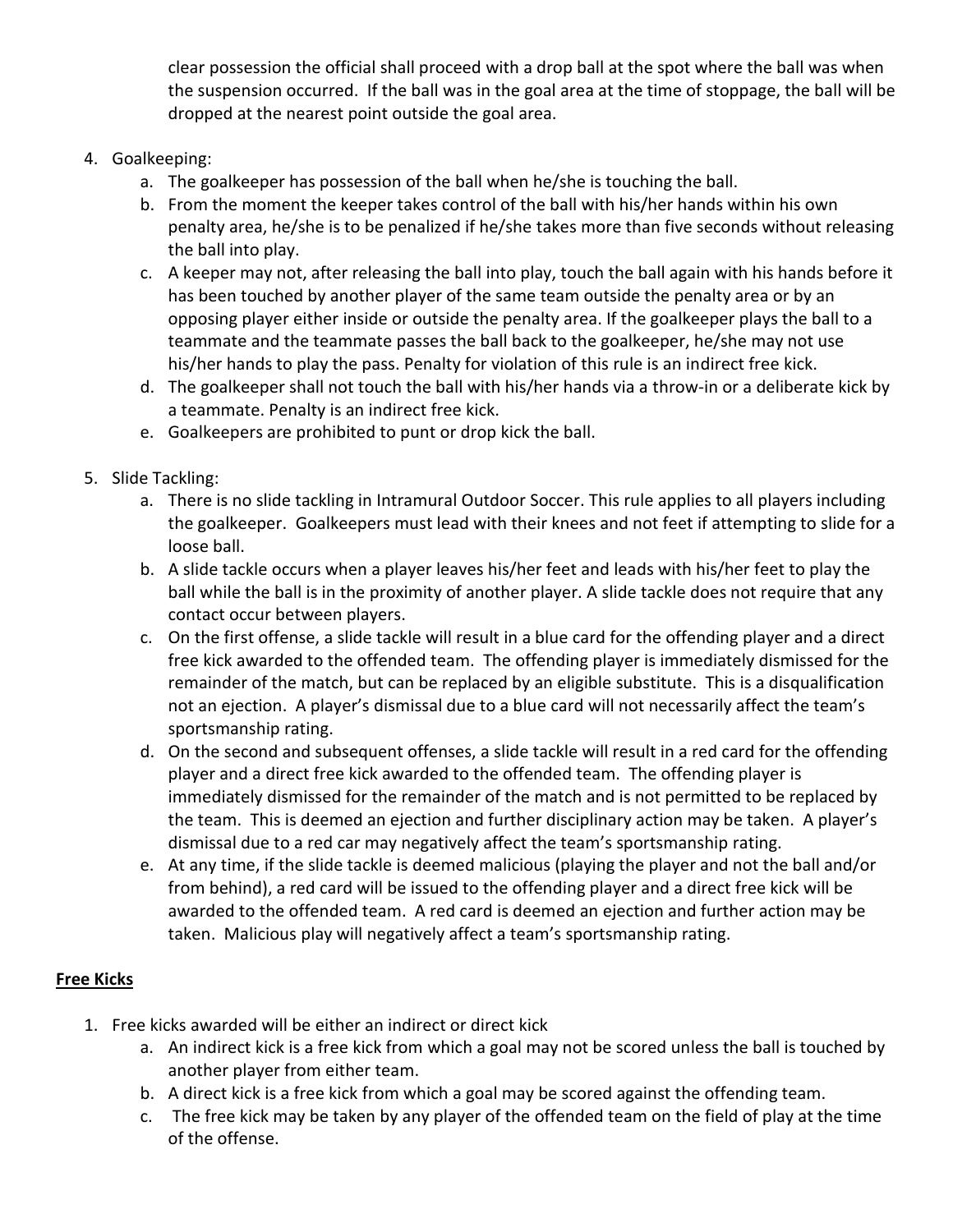clear possession the official shall proceed with a drop ball at the spot where the ball was when the suspension occurred. If the ball was in the goal area at the time of stoppage, the ball will be dropped at the nearest point outside the goal area.

4. Goalkeeping:
    a. The goalkeeper has possession of the ball when he/she is touching the ball.
    b. From the moment the keeper takes control of the ball with his/her hands within his own penalty area, he/she is to be penalized if he/she takes more than five seconds without releasing the ball into play.
    c. A keeper may not, after releasing the ball into play, touch the ball again with his hands before it has been touched by another player of the same team outside the penalty area or by an opposing player either inside or outside the penalty area. If the goalkeeper plays the ball to a teammate and the teammate passes the ball back to the goalkeeper, he/she may not use his/her hands to play the pass. Penalty for violation of this rule is an indirect free kick.
    d. The goalkeeper shall not touch the ball with his/her hands via a throw-in or a deliberate kick by a teammate. Penalty is an indirect free kick.
    e. Goalkeepers are prohibited to punt or drop kick the ball.

5. Slide Tackling:
    a. There is no slide tackling in Intramural Outdoor Soccer. This rule applies to all players including the goalkeeper. Goalkeepers must lead with their knees and not feet if attempting to slide for a loose ball.
    b. A slide tackle occurs when a player leaves his/her feet and leads with his/her feet to play the ball while the ball is in the proximity of another player. A slide tackle does not require that any contact occur between players.
    c. On the first offense, a slide tackle will result in a blue card for the offending player and a direct free kick awarded to the offended team. The offending player is immediately dismissed for the remainder of the match, but can be replaced by an eligible substitute. This is a disqualification not an ejection. A player's dismissal due to a blue card will not necessarily affect the team's sportsmanship rating.
    d. On the second and subsequent offenses, a slide tackle will result in a red card for the offending player and a direct free kick awarded to the offended team. The offending player is immediately dismissed for the remainder of the match and is not permitted to be replaced by the team. This is deemed an ejection and further disciplinary action may be taken. A player's dismissal due to a red car may negatively affect the team's sportsmanship rating.
    e. At any time, if the slide tackle is deemed malicious (playing the player and not the ball and/or from behind), a red card will be issued to the offending player and a direct free kick will be awarded to the offended team. A red card is deemed an ejection and further action may be taken. Malicious play will negatively affect a team's sportsmanship rating.

## Free Kicks

1. Free kicks awarded will be either an indirect or direct kick
    a. An indirect kick is a free kick from which a goal may not be scored unless the ball is touched by another player from either team.
    b. A direct kick is a free kick from which a goal may be scored against the offending team.
    c. The free kick may be taken by any player of the offended team on the field of play at the time of the offense.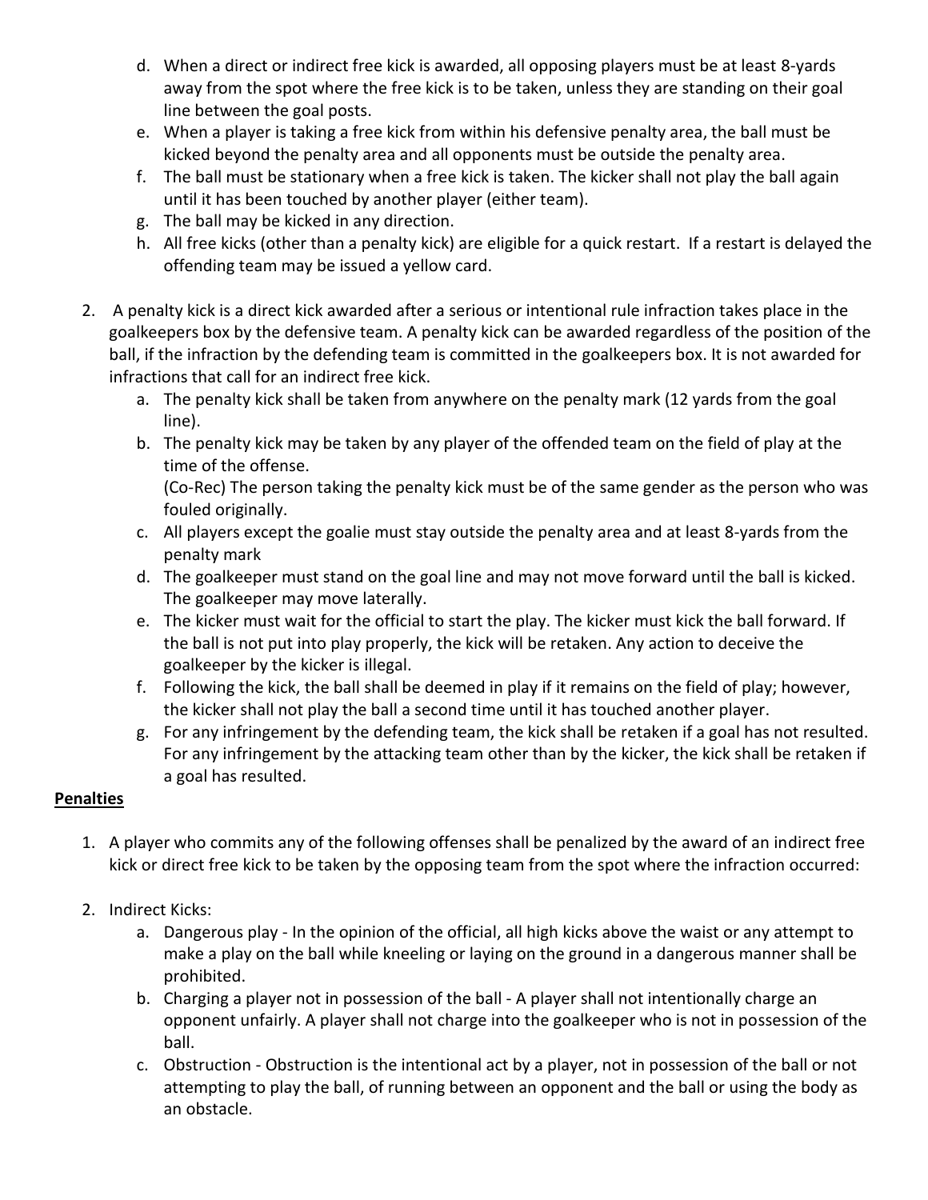d. When a direct or indirect free kick is awarded, all opposing players must be at least 8-yards away from the spot where the free kick is to be taken, unless they are standing on their goal line between the goal posts.
e. When a player is taking a free kick from within his defensive penalty area, the ball must be kicked beyond the penalty area and all opponents must be outside the penalty area.
f. The ball must be stationary when a free kick is taken. The kicker shall not play the ball again until it has been touched by another player (either team).
g. The ball may be kicked in any direction.
h. All free kicks (other than a penalty kick) are eligible for a quick restart. If a restart is delayed the offending team may be issued a yellow card.

2. A penalty kick is a direct kick awarded after a serious or intentional rule infraction takes place in the goalkeepers box by the defensive team. A penalty kick can be awarded regardless of the position of the ball, if the infraction by the defending team is committed in the goalkeepers box. It is not awarded for infractions that call for an indirect free kick.
   a. The penalty kick shall be taken from anywhere on the penalty mark (12 yards from the goal line).
   b. The penalty kick may be taken by any player of the offended team on the field of play at the time of the offense.
      (Co-Rec) The person taking the penalty kick must be of the same gender as the person who was fouled originally.
   c. All players except the goalie must stay outside the penalty area and at least 8-yards from the penalty mark
   d. The goalkeeper must stand on the goal line and may not move forward until the ball is kicked. The goalkeeper may move laterally.
   e. The kicker must wait for the official to start the play. The kicker must kick the ball forward. If the ball is not put into play properly, the kick will be retaken. Any action to deceive the goalkeeper by the kicker is illegal.
   f. Following the kick, the ball shall be deemed in play if it remains on the field of play; however, the kicker shall not play the ball a second time until it has touched another player.
   g. For any infringement by the defending team, the kick shall be retaken if a goal has not resulted. For any infringement by the attacking team other than by the kicker, the kick shall be retaken if a goal has resulted.

**Penalties**

1. A player who commits any of the following offenses shall be penalized by the award of an indirect free kick or direct free kick to be taken by the opposing team from the spot where the infraction occurred:

2. Indirect Kicks:
   a. Dangerous play - In the opinion of the official, all high kicks above the waist or any attempt to make a play on the ball while kneeling or laying on the ground in a dangerous manner shall be prohibited.
   b. Charging a player not in possession of the ball - A player shall not intentionally charge an opponent unfairly. A player shall not charge into the goalkeeper who is not in possession of the ball.
   c. Obstruction - Obstruction is the intentional act by a player, not in possession of the ball or not attempting to play the ball, of running between an opponent and the ball or using the body as an obstacle.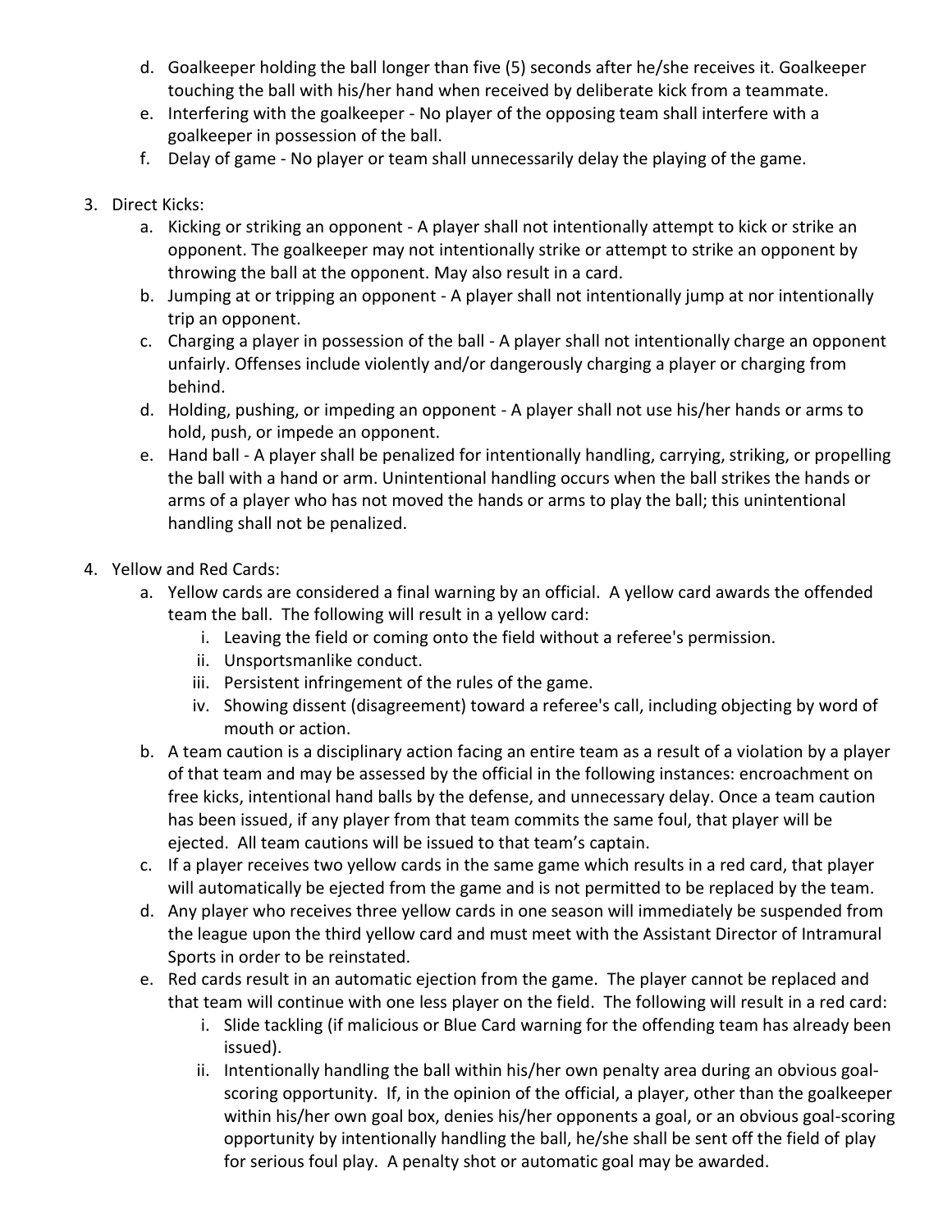d. Goalkeeper holding the ball longer than five (5) seconds after he/she receives it. Goalkeeper touching the ball with his/her hand when received by deliberate kick from a teammate.
   e. Interfering with the goalkeeper - No player of the opposing team shall interfere with a goalkeeper in possession of the ball.
   f. Delay of game - No player or team shall unnecessarily delay the playing of the game.

3. Direct Kicks:
   a. Kicking or striking an opponent - A player shall not intentionally attempt to kick or strike an opponent. The goalkeeper may not intentionally strike or attempt to strike an opponent by throwing the ball at the opponent. May also result in a card.
   b. Jumping at or tripping an opponent - A player shall not intentionally jump at nor intentionally trip an opponent.
   c. Charging a player in possession of the ball - A player shall not intentionally charge an opponent unfairly. Offenses include violently and/or dangerously charging a player or charging from behind.
   d. Holding, pushing, or impeding an opponent - A player shall not use his/her hands or arms to hold, push, or impede an opponent.
   e. Hand ball - A player shall be penalized for intentionally handling, carrying, striking, or propelling the ball with a hand or arm. Unintentional handling occurs when the ball strikes the hands or arms of a player who has not moved the hands or arms to play the ball; this unintentional handling shall not be penalized.

4. Yellow and Red Cards:
   a. Yellow cards are considered a final warning by an official. A yellow card awards the offended team the ball. The following will result in a yellow card:
      i. Leaving the field or coming onto the field without a referee's permission.
      ii. Unsportsmanlike conduct.
      iii. Persistent infringement of the rules of the game.
      iv. Showing dissent (disagreement) toward a referee's call, including objecting by word of mouth or action.
   b. A team caution is a disciplinary action facing an entire team as a result of a violation by a player of that team and may be assessed by the official in the following instances: encroachment on free kicks, intentional hand balls by the defense, and unnecessary delay. Once a team caution has been issued, if any player from that team commits the same foul, that player will be ejected. All team cautions will be issued to that team's captain.
   c. If a player receives two yellow cards in the same game which results in a red card, that player will automatically be ejected from the game and is not permitted to be replaced by the team.
   d. Any player who receives three yellow cards in one season will immediately be suspended from the league upon the third yellow card and must meet with the Assistant Director of Intramural Sports in order to be reinstated.
   e. Red cards result in an automatic ejection from the game. The player cannot be replaced and that team will continue with one less player on the field. The following will result in a red card:
      i. Slide tackling (if malicious or Blue Card warning for the offending team has already been issued).
      ii. Intentionally handling the ball within his/her own penalty area during an obvious goal-scoring opportunity. If, in the opinion of the official, a player, other than the goalkeeper within his/her own goal box, denies his/her opponents a goal, or an obvious goal-scoring opportunity by intentionally handling the ball, he/she shall be sent off the field of play for serious foul play. A penalty shot or automatic goal may be awarded.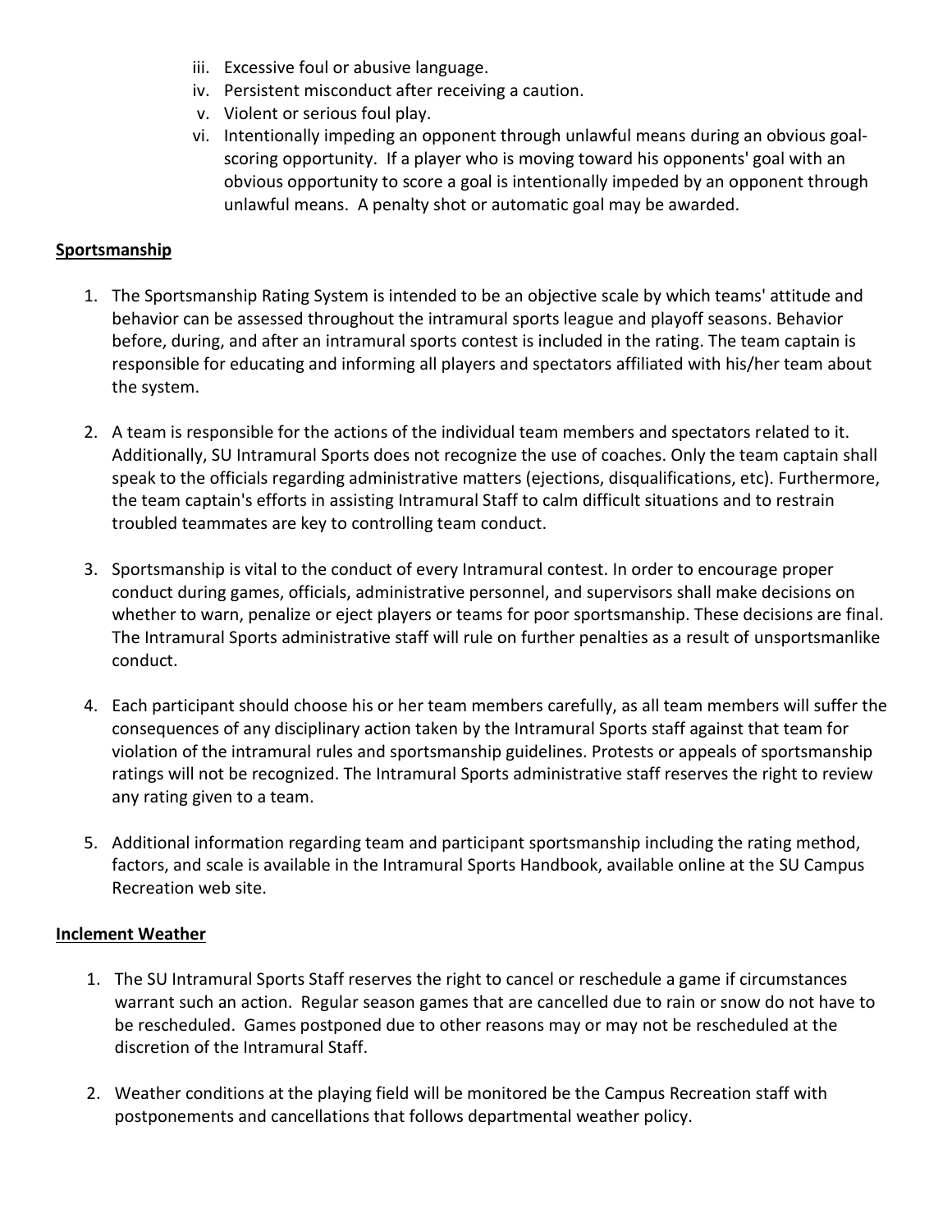iii. Excessive foul or abusive language.
iv. Persistent misconduct after receiving a caution.
v. Violent or serious foul play.
vi. Intentionally impeding an opponent through unlawful means during an obvious goal-scoring opportunity. If a player who is moving toward his opponents' goal with an obvious opportunity to score a goal is intentionally impeded by an opponent through unlawful means. A penalty shot or automatic goal may be awarded.

**Sportsmanship**

1. The Sportsmanship Rating System is intended to be an objective scale by which teams' attitude and behavior can be assessed throughout the intramural sports league and playoff seasons. Behavior before, during, and after an intramural sports contest is included in the rating. The team captain is responsible for educating and informing all players and spectators affiliated with his/her team about the system.

2. A team is responsible for the actions of the individual team members and spectators related to it. Additionally, SU Intramural Sports does not recognize the use of coaches. Only the team captain shall speak to the officials regarding administrative matters (ejections, disqualifications, etc). Furthermore, the team captain's efforts in assisting Intramural Staff to calm difficult situations and to restrain troubled teammates are key to controlling team conduct.

3. Sportsmanship is vital to the conduct of every Intramural contest. In order to encourage proper conduct during games, officials, administrative personnel, and supervisors shall make decisions on whether to warn, penalize or eject players or teams for poor sportsmanship. These decisions are final. The Intramural Sports administrative staff will rule on further penalties as a result of unsportsmanlike conduct.

4. Each participant should choose his or her team members carefully, as all team members will suffer the consequences of any disciplinary action taken by the Intramural Sports staff against that team for violation of the intramural rules and sportsmanship guidelines. Protests or appeals of sportsmanship ratings will not be recognized. The Intramural Sports administrative staff reserves the right to review any rating given to a team.

5. Additional information regarding team and participant sportsmanship including the rating method, factors, and scale is available in the Intramural Sports Handbook, available online at the SU Campus Recreation web site.

**Inclement Weather**

1. The SU Intramural Sports Staff reserves the right to cancel or reschedule a game if circumstances warrant such an action. Regular season games that are cancelled due to rain or snow do not have to be rescheduled. Games postponed due to other reasons may or may not be rescheduled at the discretion of the Intramural Staff.

2. Weather conditions at the playing field will be monitored be the Campus Recreation staff with postponements and cancellations that follows departmental weather policy.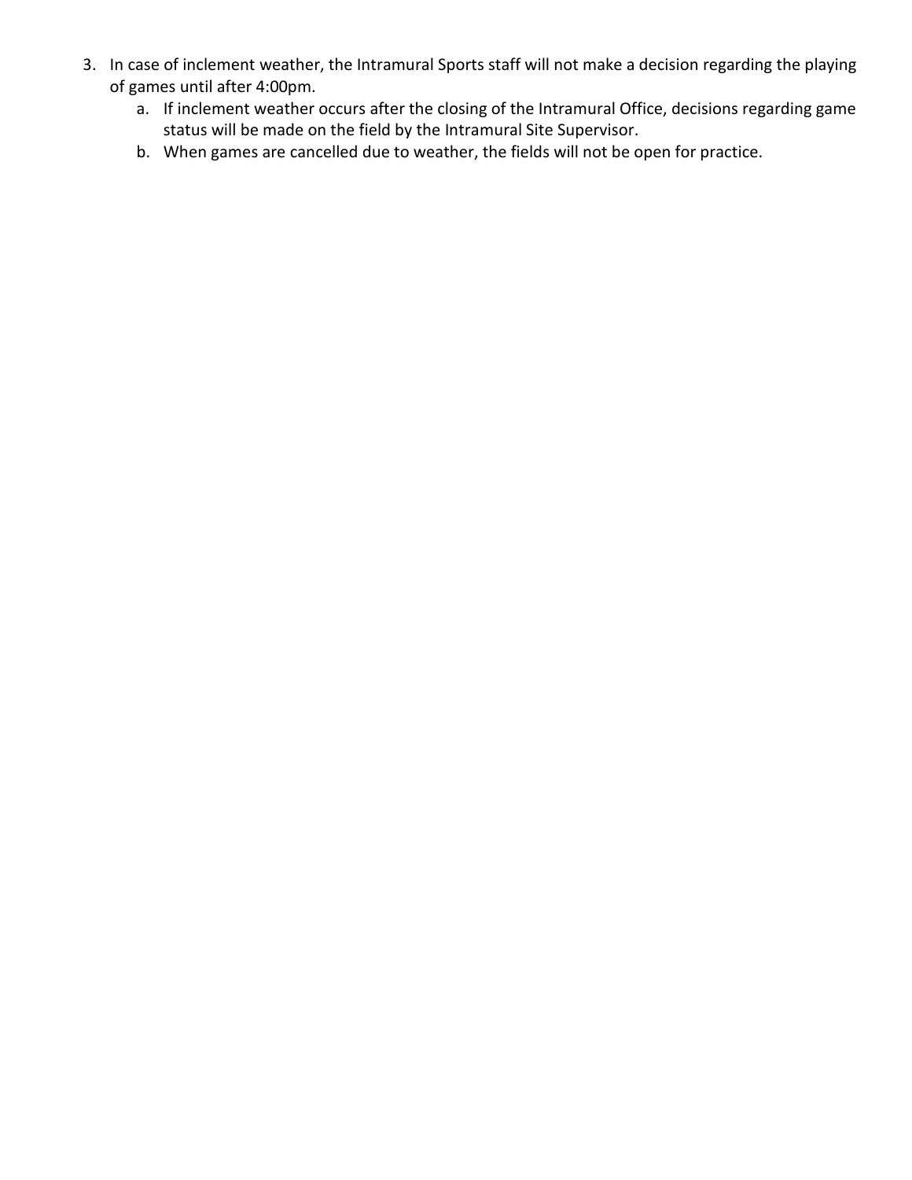3. In case of inclement weather, the Intramural Sports staff will not make a decision regarding the playing of games until after 4:00pm.
    a. If inclement weather occurs after the closing of the Intramural Office, decisions regarding game status will be made on the field by the Intramural Site Supervisor.
    b. When games are cancelled due to weather, the fields will not be open for practice.